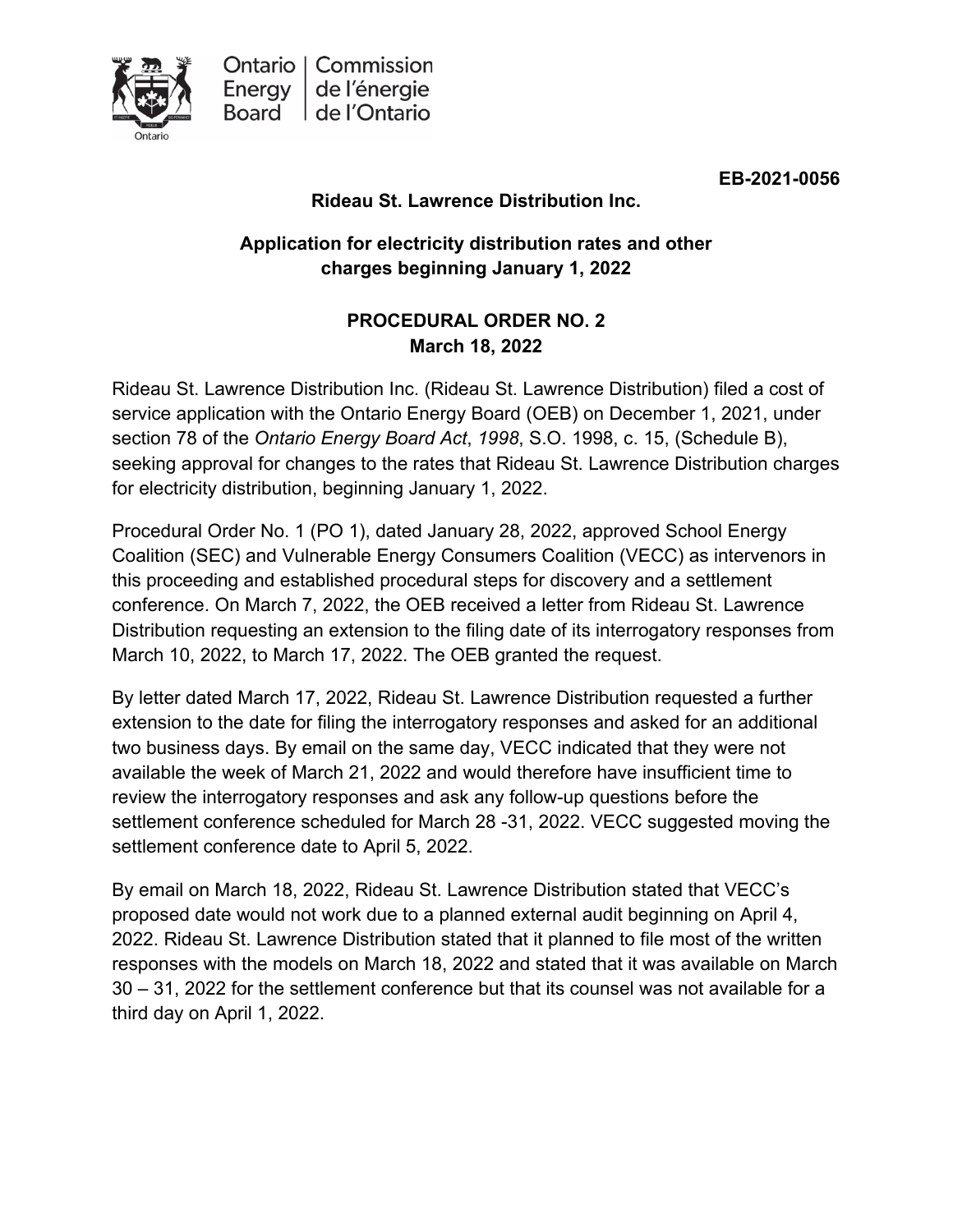Ontario Energy Board | Commission de l'énergie de l'Ontario

**EB-2021-0056**

**Rideau St. Lawrence Distribution Inc.**

**Application for electricity distribution rates and other charges beginning January 1, 2022**

**PROCEDURAL ORDER NO. 2**
**March 18, 2022**

Rideau St. Lawrence Distribution Inc. (Rideau St. Lawrence Distribution) filed a cost of service application with the Ontario Energy Board (OEB) on December 1, 2021, under section 78 of the *Ontario Energy Board Act*, *1998*, S.O. 1998, c. 15, (Schedule B), seeking approval for changes to the rates that Rideau St. Lawrence Distribution charges for electricity distribution, beginning January 1, 2022.

Procedural Order No. 1 (PO 1), dated January 28, 2022, approved School Energy Coalition (SEC) and Vulnerable Energy Consumers Coalition (VECC) as intervenors in this proceeding and established procedural steps for discovery and a settlement conference. On March 7, 2022, the OEB received a letter from Rideau St. Lawrence Distribution requesting an extension to the filing date of its interrogatory responses from March 10, 2022, to March 17, 2022. The OEB granted the request.

By letter dated March 17, 2022, Rideau St. Lawrence Distribution requested a further extension to the date for filing the interrogatory responses and asked for an additional two business days. By email on the same day, VECC indicated that they were not available the week of March 21, 2022 and would therefore have insufficient time to review the interrogatory responses and ask any follow-up questions before the settlement conference scheduled for March 28 -31, 2022. VECC suggested moving the settlement conference date to April 5, 2022.

By email on March 18, 2022, Rideau St. Lawrence Distribution stated that VECC's proposed date would not work due to a planned external audit beginning on April 4, 2022. Rideau St. Lawrence Distribution stated that it planned to file most of the written responses with the models on March 18, 2022 and stated that it was available on March 30 – 31, 2022 for the settlement conference but that its counsel was not available for a third day on April 1, 2022.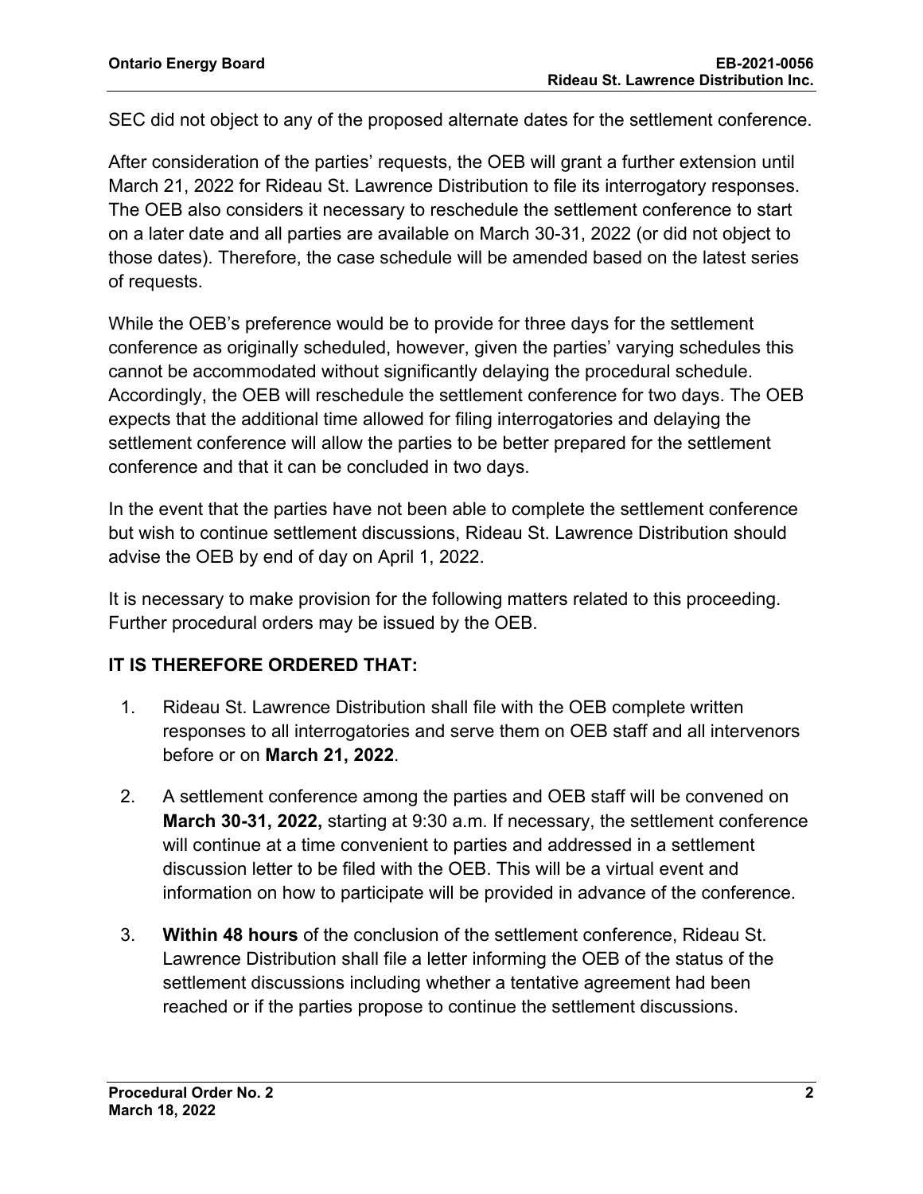SEC did not object to any of the proposed alternate dates for the settlement conference.

After consideration of the parties' requests, the OEB will grant a further extension until March 21, 2022 for Rideau St. Lawrence Distribution to file its interrogatory responses. The OEB also considers it necessary to reschedule the settlement conference to start on a later date and all parties are available on March 30-31, 2022 (or did not object to those dates). Therefore, the case schedule will be amended based on the latest series of requests.

While the OEB's preference would be to provide for three days for the settlement conference as originally scheduled, however, given the parties' varying schedules this cannot be accommodated without significantly delaying the procedural schedule. Accordingly, the OEB will reschedule the settlement conference for two days. The OEB expects that the additional time allowed for filing interrogatories and delaying the settlement conference will allow the parties to be better prepared for the settlement conference and that it can be concluded in two days.

In the event that the parties have not been able to complete the settlement conference but wish to continue settlement discussions, Rideau St. Lawrence Distribution should advise the OEB by end of day on April 1, 2022.

It is necessary to make provision for the following matters related to this proceeding. Further procedural orders may be issued by the OEB.

**IT IS THEREFORE ORDERED THAT:**

1. Rideau St. Lawrence Distribution shall file with the OEB complete written responses to all interrogatories and serve them on OEB staff and all intervenors before or on **March 21, 2022**.
2. A settlement conference among the parties and OEB staff will be convened on **March 30-31, 2022,** starting at 9:30 a.m. If necessary, the settlement conference will continue at a time convenient to parties and addressed in a settlement discussion letter to be filed with the OEB. This will be a virtual event and information on how to participate will be provided in advance of the conference.
3. **Within 48 hours** of the conclusion of the settlement conference, Rideau St. Lawrence Distribution shall file a letter informing the OEB of the status of the settlement discussions including whether a tentative agreement had been reached or if the parties propose to continue the settlement discussions.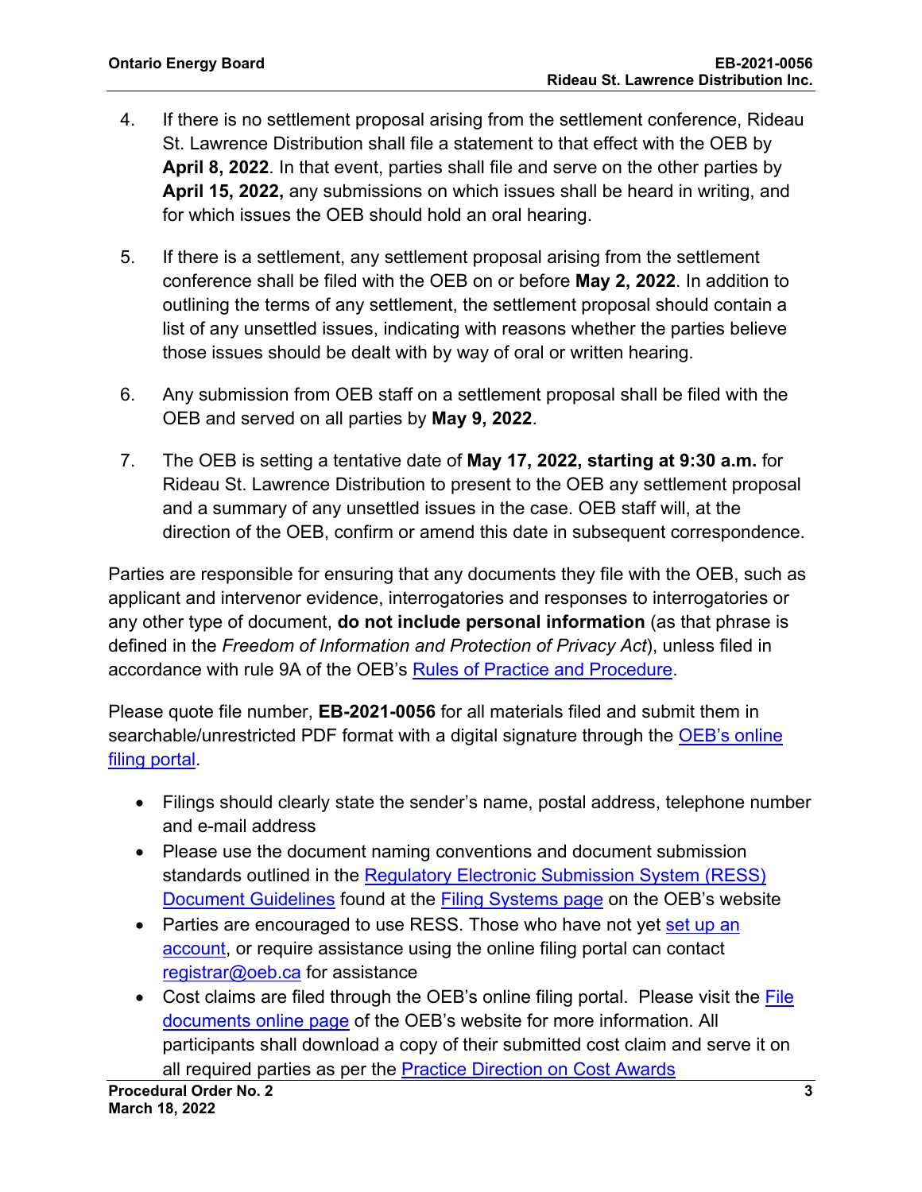4. If there is no settlement proposal arising from the settlement conference, Rideau St. Lawrence Distribution shall file a statement to that effect with the OEB by **April 8, 2022**. In that event, parties shall file and serve on the other parties by **April 15, 2022,** any submissions on which issues shall be heard in writing, and for which issues the OEB should hold an oral hearing.

5. If there is a settlement, any settlement proposal arising from the settlement conference shall be filed with the OEB on or before **May 2, 2022**. In addition to outlining the terms of any settlement, the settlement proposal should contain a list of any unsettled issues, indicating with reasons whether the parties believe those issues should be dealt with by way of oral or written hearing.

6. Any submission from OEB staff on a settlement proposal shall be filed with the OEB and served on all parties by **May 9, 2022**.

7. The OEB is setting a tentative date of **May 17, 2022, starting at 9:30 a.m.** for Rideau St. Lawrence Distribution to present to the OEB any settlement proposal and a summary of any unsettled issues in the case. OEB staff will, at the direction of the OEB, confirm or amend this date in subsequent correspondence.

Parties are responsible for ensuring that any documents they file with the OEB, such as applicant and intervenor evidence, interrogatories and responses to interrogatories or any other type of document, **do not include personal information** (as that phrase is defined in the *Freedom of Information and Protection of Privacy Act*), unless filed in accordance with rule 9A of the OEB's Rules of Practice and Procedure.

Please quote file number, **EB-2021-0056** for all materials filed and submit them in searchable/unrestricted PDF format with a digital signature through the OEB's online filing portal.

- Filings should clearly state the sender's name, postal address, telephone number and e-mail address
- Please use the document naming conventions and document submission standards outlined in the Regulatory Electronic Submission System (RESS) Document Guidelines found at the Filing Systems page on the OEB's website
- Parties are encouraged to use RESS. Those who have not yet set up an account, or require assistance using the online filing portal can contact registrar@oeb.ca for assistance
- Cost claims are filed through the OEB's online filing portal. Please visit the File documents online page of the OEB's website for more information. All participants shall download a copy of their submitted cost claim and serve it on all required parties as per the Practice Direction on Cost Awards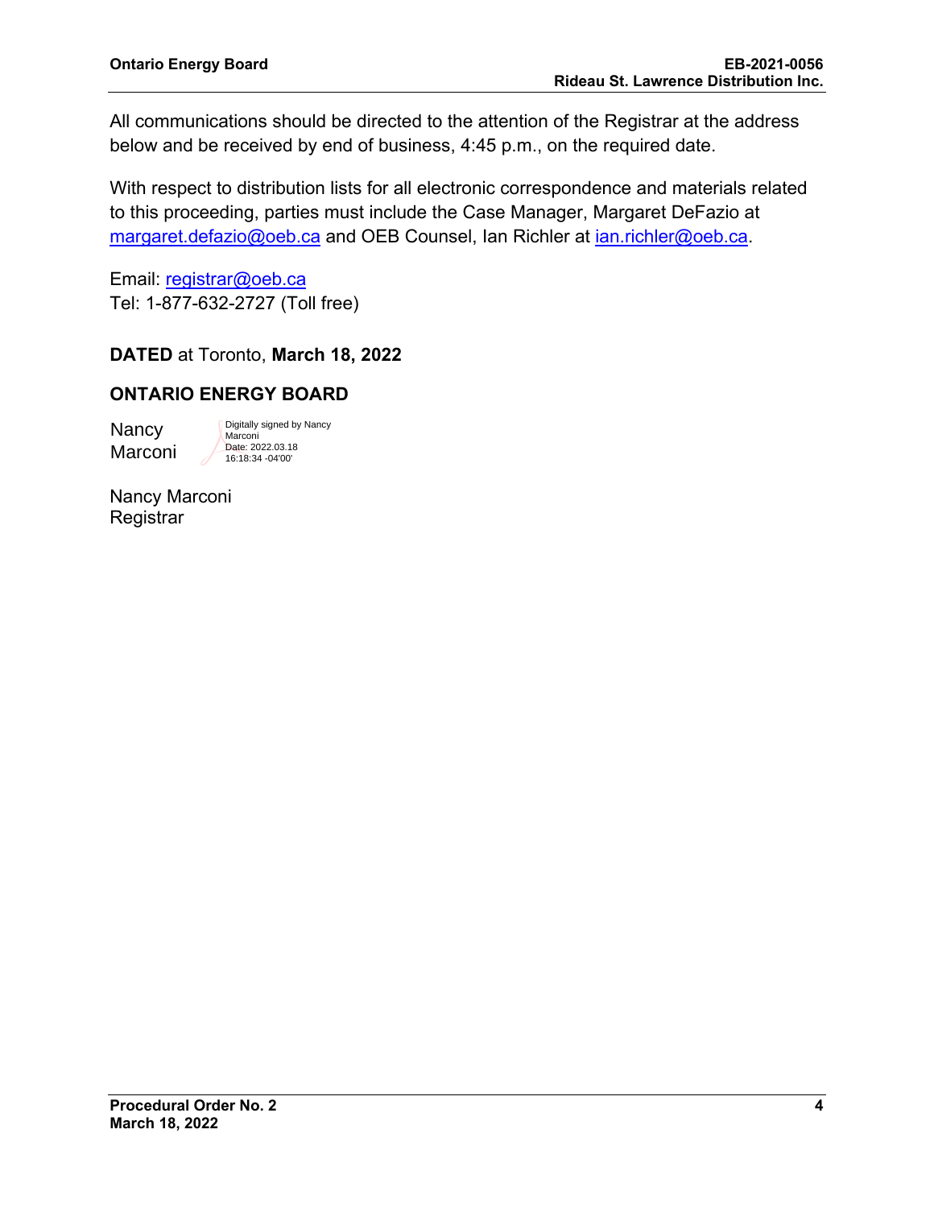All communications should be directed to the attention of the Registrar at the address below and be received by end of business, 4:45 p.m., on the required date.

With respect to distribution lists for all electronic correspondence and materials related to this proceeding, parties must include the Case Manager, Margaret DeFazio at margaret.defazio@oeb.ca and OEB Counsel, Ian Richler at ian.richler@oeb.ca.

Email: registrar@oeb.ca
Tel: 1-877-632-2727 (Toll free)

**DATED** at Toronto, **March 18, 2022**

**ONTARIO ENERGY BOARD**

Nancy Marconi
Digitally signed by Nancy Marconi
Date: 2022.03.18 16:18:34 -04'00'

Nancy Marconi
Registrar